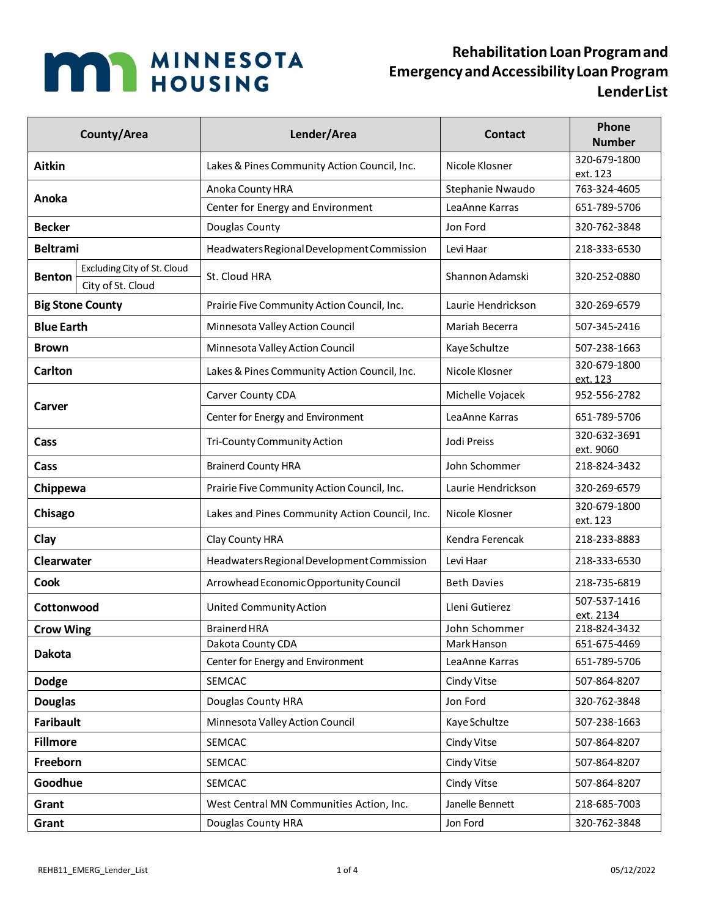# Rehabilitation Loan Program and Emergency and Accessibility Loan Program Lender List

| County/Area | | Lender/Area | Contact | Phone Number |
|---|---|---|---|---|
| **Aitkin** | | Lakes & Pines Community Action Council, Inc. | Nicole Klosner | 320-679-1800 ext. 123 |
| **Anoka** | | Anoka County HRA | Stephanie Nwaudo | 763-324-4605 |
| | | Center for Energy and Environment | LeaAnne Karras | 651-789-5706 |
| **Becker** | | Douglas County | Jon Ford | 320-762-3848 |
| **Beltrami** | | Headwaters Regional Development Commission | Levi Haar | 218-333-6530 |
| **Benton** | Excluding City of St. Cloud | St. Cloud HRA | Shannon Adamski | 320-252-0880 |
| | City of St. Cloud | | | |
| **Big Stone County** | | Prairie Five Community Action Council, Inc. | Laurie Hendrickson | 320-269-6579 |
| **Blue Earth** | | Minnesota Valley Action Council | Mariah Becerra | 507-345-2416 |
| **Brown** | | Minnesota Valley Action Council | Kaye Schultze | 507-238-1663 |
| **Carlton** | | Lakes & Pines Community Action Council, Inc. | Nicole Klosner | 320-679-1800 ext. 123 |
| **Carver** | | Carver County CDA | Michelle Vojacek | 952-556-2782 |
| | | Center for Energy and Environment | LeaAnne Karras | 651-789-5706 |
| **Cass** | | Tri-County Community Action | Jodi Preiss | 320-632-3691 ext. 9060 |
| **Cass** | | Brainerd County HRA | John Schommer | 218-824-3432 |
| **Chippewa** | | Prairie Five Community Action Council, Inc. | Laurie Hendrickson | 320-269-6579 |
| **Chisago** | | Lakes and Pines Community Action Council, Inc. | Nicole Klosner | 320-679-1800 ext. 123 |
| **Clay** | | Clay County HRA | Kendra Ferencak | 218-233-8883 |
| **Clearwater** | | Headwaters Regional Development Commission | Levi Haar | 218-333-6530 |
| **Cook** | | Arrowhead Economic Opportunity Council | Beth Davies | 218-735-6819 |
| **Cottonwood** | | United Community Action | Lleni Gutierez | 507-537-1416 ext. 2134 |
| **Crow Wing** | | Brainerd HRA | John Schommer | 218-824-3432 |
| **Dakota** | | Dakota County CDA | Mark Hanson | 651-675-4469 |
| | | Center for Energy and Environment | LeaAnne Karras | 651-789-5706 |
| **Dodge** | | SEMCAC | Cindy Vitse | 507-864-8207 |
| **Douglas** | | Douglas County HRA | Jon Ford | 320-762-3848 |
| **Faribault** | | Minnesota Valley Action Council | Kaye Schultze | 507-238-1663 |
| **Fillmore** | | SEMCAC | Cindy Vitse | 507-864-8207 |
| **Freeborn** | | SEMCAC | Cindy Vitse | 507-864-8207 |
| **Goodhue** | | SEMCAC | Cindy Vitse | 507-864-8207 |
| **Grant** | | West Central MN Communities Action, Inc. | Janelle Bennett | 218-685-7003 |
| **Grant** | | Douglas County HRA | Jon Ford | 320-762-3848 |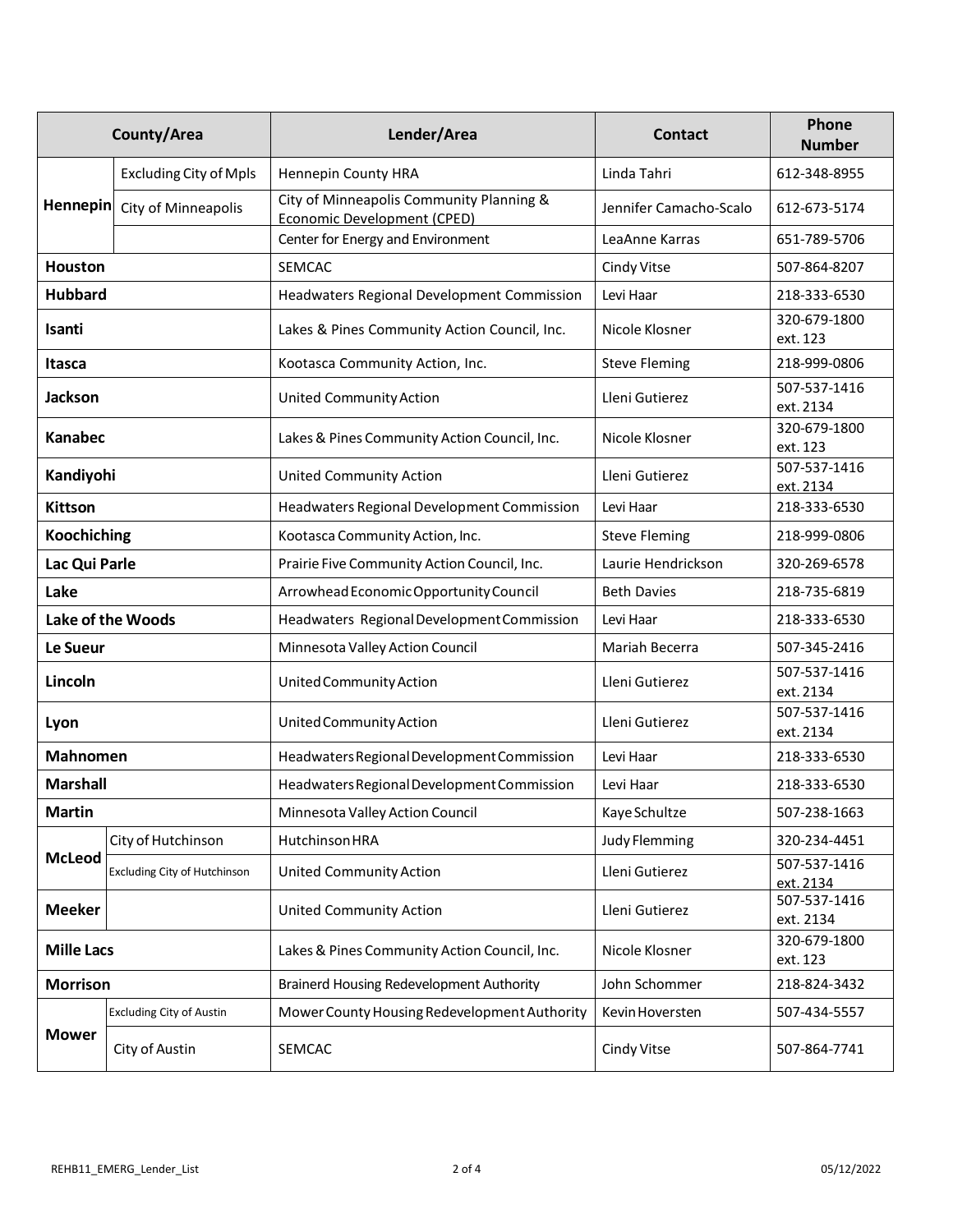| County/Area | | Lender/Area | Contact | Phone Number |
|---|---|---|---|---|
| Hennepin | Excluding City of Mpls | Hennepin County HRA | Linda Tahri | 612-348-8955 |
| | City of Minneapolis | City of Minneapolis Community Planning & Economic Development (CPED) | Jennifer Camacho-Scalo | 612-673-5174 |
| | | Center for Energy and Environment | LeaAnne Karras | 651-789-5706 |
| Houston | | SEMCAC | Cindy Vitse | 507-864-8207 |
| Hubbard | | Headwaters Regional Development Commission | Levi Haar | 218-333-6530 |
| Isanti | | Lakes & Pines Community Action Council, Inc. | Nicole Klosner | 320-679-1800 ext. 123 |
| Itasca | | Kootasca Community Action, Inc. | Steve Fleming | 218-999-0806 |
| Jackson | | United Community Action | Lleni Gutierez | 507-537-1416 ext. 2134 |
| Kanabec | | Lakes & Pines Community Action Council, Inc. | Nicole Klosner | 320-679-1800 ext. 123 |
| Kandiyohi | | United Community Action | Lleni Gutierez | 507-537-1416 ext. 2134 |
| Kittson | | Headwaters Regional Development Commission | Levi Haar | 218-333-6530 |
| Koochiching | | Kootasca Community Action, Inc. | Steve Fleming | 218-999-0806 |
| Lac Qui Parle | | Prairie Five Community Action Council, Inc. | Laurie Hendrickson | 320-269-6578 |
| Lake | | Arrowhead Economic Opportunity Council | Beth Davies | 218-735-6819 |
| Lake of the Woods | | Headwaters Regional Development Commission | Levi Haar | 218-333-6530 |
| Le Sueur | | Minnesota Valley Action Council | Mariah Becerra | 507-345-2416 |
| Lincoln | | United Community Action | Lleni Gutierez | 507-537-1416 ext. 2134 |
| Lyon | | United Community Action | Lleni Gutierez | 507-537-1416 ext. 2134 |
| Mahnomen | | Headwaters Regional Development Commission | Levi Haar | 218-333-6530 |
| Marshall | | Headwaters Regional Development Commission | Levi Haar | 218-333-6530 |
| Martin | | Minnesota Valley Action Council | Kaye Schultze | 507-238-1663 |
| McLeod | City of Hutchinson | Hutchinson HRA | Judy Flemming | 320-234-4451 |
| | Excluding City of Hutchinson | United Community Action | Lleni Gutierez | 507-537-1416 ext. 2134 |
| Meeker | | United Community Action | Lleni Gutierez | 507-537-1416 ext. 2134 |
| Mille Lacs | | Lakes & Pines Community Action Council, Inc. | Nicole Klosner | 320-679-1800 ext. 123 |
| Morrison | | Brainerd Housing Redevelopment Authority | John Schommer | 218-824-3432 |
| Mower | Excluding City of Austin | Mower County Housing Redevelopment Authority | Kevin Hoversten | 507-434-5557 |
| | City of Austin | SEMCAC | Cindy Vitse | 507-864-7741 |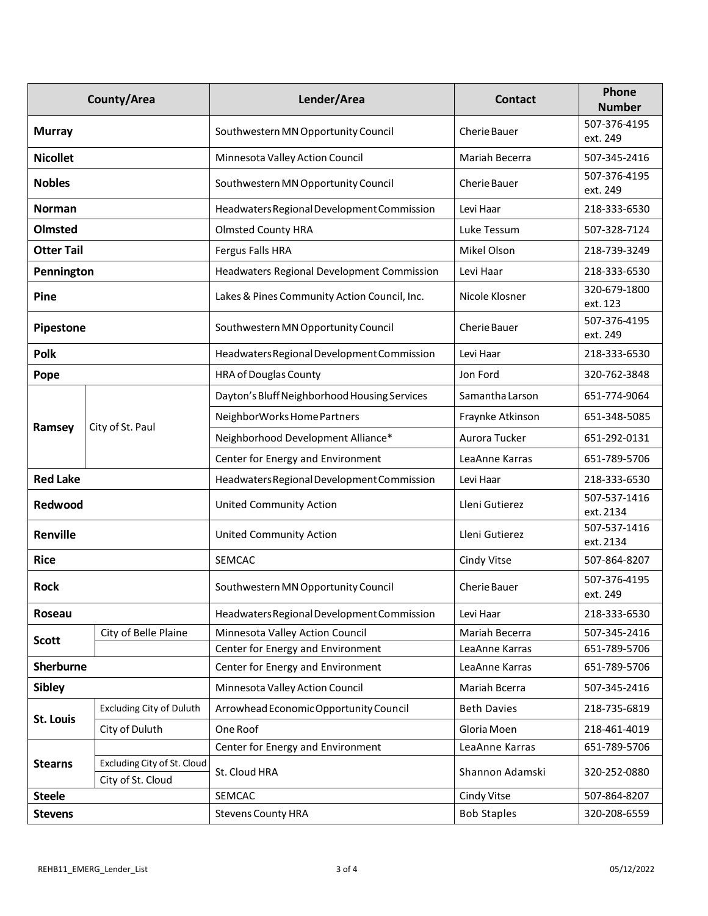| County/Area | | Lender/Area | Contact | Phone Number |
|---|---|---|---|---|
| **Murray** | | Southwestern MN Opportunity Council | Cherie Bauer | 507-376-4195 ext. 249 |
| **Nicollet** | | Minnesota Valley Action Council | Mariah Becerra | 507-345-2416 |
| **Nobles** | | Southwestern MN Opportunity Council | Cherie Bauer | 507-376-4195 ext. 249 |
| **Norman** | | Headwaters Regional Development Commission | Levi Haar | 218-333-6530 |
| **Olmsted** | | Olmsted County HRA | Luke Tessum | 507-328-7124 |
| **Otter Tail** | | Fergus Falls HRA | Mikel Olson | 218-739-3249 |
| **Pennington** | | Headwaters Regional Development Commission | Levi Haar | 218-333-6530 |
| **Pine** | | Lakes & Pines Community Action Council, Inc. | Nicole Klosner | 320-679-1800 ext. 123 |
| **Pipestone** | | Southwestern MN Opportunity Council | Cherie Bauer | 507-376-4195 ext. 249 |
| **Polk** | | Headwaters Regional Development Commission | Levi Haar | 218-333-6530 |
| **Pope** | | HRA of Douglas County | Jon Ford | 320-762-3848 |
| **Ramsey** | City of St. Paul | Dayton's Bluff Neighborhood Housing Services | Samantha Larson | 651-774-9064 |
| | | NeighborWorks Home Partners | Fraynke Atkinson | 651-348-5085 |
| | | Neighborhood Development Alliance* | Aurora Tucker | 651-292-0131 |
| | | Center for Energy and Environment | LeaAnne Karras | 651-789-5706 |
| **Red Lake** | | Headwaters Regional Development Commission | Levi Haar | 218-333-6530 |
| **Redwood** | | United Community Action | Lleni Gutierez | 507-537-1416 ext. 2134 |
| **Renville** | | United Community Action | Lleni Gutierez | 507-537-1416 ext. 2134 |
| **Rice** | | SEMCAC | Cindy Vitse | 507-864-8207 |
| **Rock** | | Southwestern MN Opportunity Council | Cherie Bauer | 507-376-4195 ext. 249 |
| **Roseau** | | Headwaters Regional Development Commission | Levi Haar | 218-333-6530 |
| **Scott** | City of Belle Plaine | Minnesota Valley Action Council | Mariah Becerra | 507-345-2416 |
| | | Center for Energy and Environment | LeaAnne Karras | 651-789-5706 |
| **Sherburne** | | Center for Energy and Environment | LeaAnne Karras | 651-789-5706 |
| **Sibley** | | Minnesota Valley Action Council | Mariah Bcerra | 507-345-2416 |
| **St. Louis** | Excluding City of Duluth | Arrowhead Economic Opportunity Council | Beth Davies | 218-735-6819 |
| | City of Duluth | One Roof | Gloria Moen | 218-461-4019 |
| **Stearns** | | Center for Energy and Environment | LeaAnne Karras | 651-789-5706 |
| | Excluding City of St. Cloud<br>City of St. Cloud | St. Cloud HRA | Shannon Adamski | 320-252-0880 |
| **Steele** | | SEMCAC | Cindy Vitse | 507-864-8207 |
| **Stevens** | | Stevens County HRA | Bob Staples | 320-208-6559 |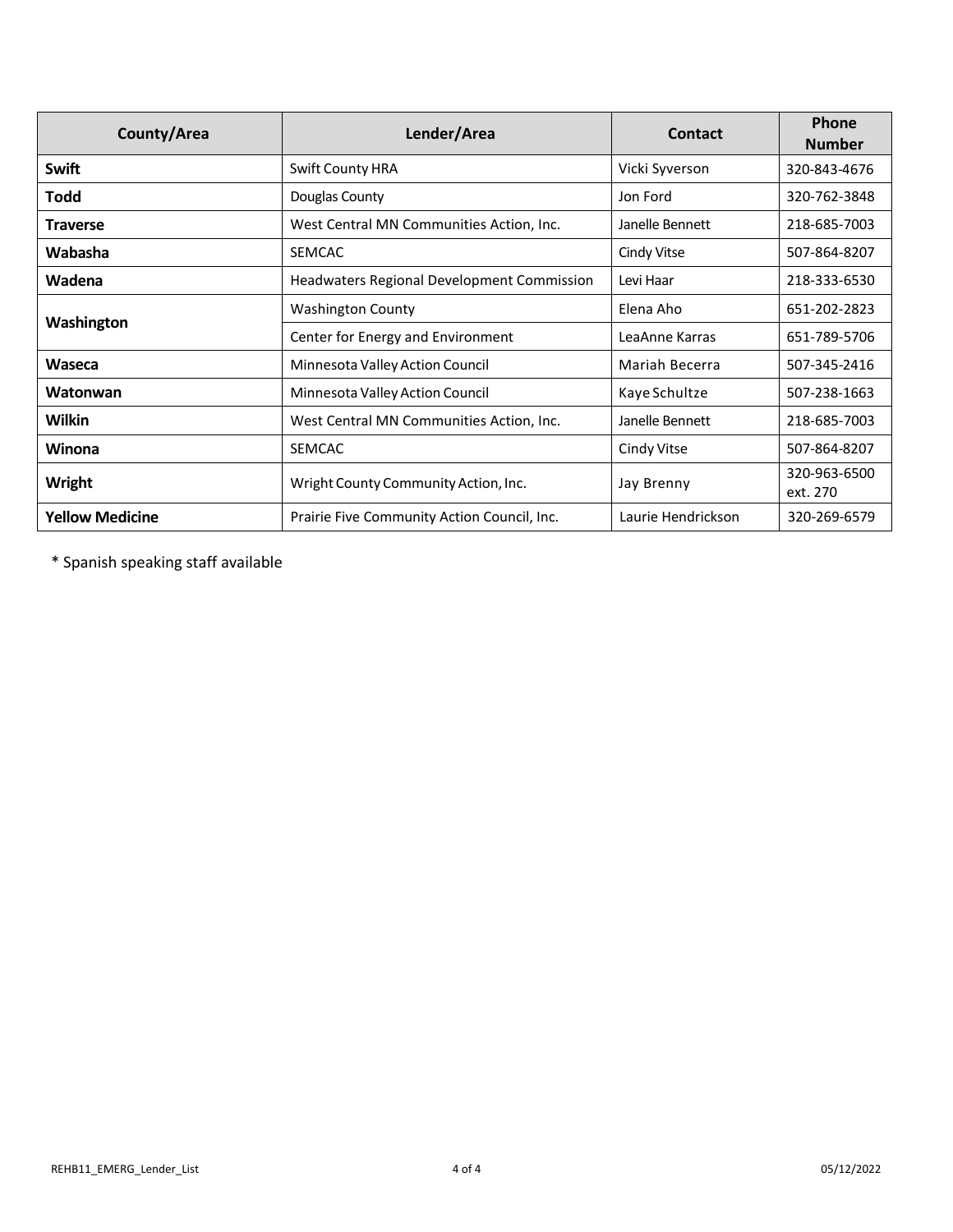| County/Area | Lender/Area | Contact | Phone Number |
|---|---|---|---|
| **Swift** | Swift County HRA | Vicki Syverson | 320-843-4676 |
| **Todd** | Douglas County | Jon Ford | 320-762-3848 |
| **Traverse** | West Central MN Communities Action, Inc. | Janelle Bennett | 218-685-7003 |
| **Wabasha** | SEMCAC | Cindy Vitse | 507-864-8207 |
| **Wadena** | Headwaters Regional Development Commission | Levi Haar | 218-333-6530 |
| **Washington** | Washington County | Elena Aho | 651-202-2823 |
| | Center for Energy and Environment | LeaAnne Karras | 651-789-5706 |
| **Waseca** | Minnesota Valley Action Council | Mariah Becerra | 507-345-2416 |
| **Watonwan** | Minnesota Valley Action Council | Kaye Schultze | 507-238-1663 |
| **Wilkin** | West Central MN Communities Action, Inc. | Janelle Bennett | 218-685-7003 |
| **Winona** | SEMCAC | Cindy Vitse | 507-864-8207 |
| **Wright** | Wright County Community Action, Inc. | Jay Brenny | 320-963-6500 ext. 270 |
| **Yellow Medicine** | Prairie Five Community Action Council, Inc. | Laurie Hendrickson | 320-269-6579 |

* Spanish speaking staff available